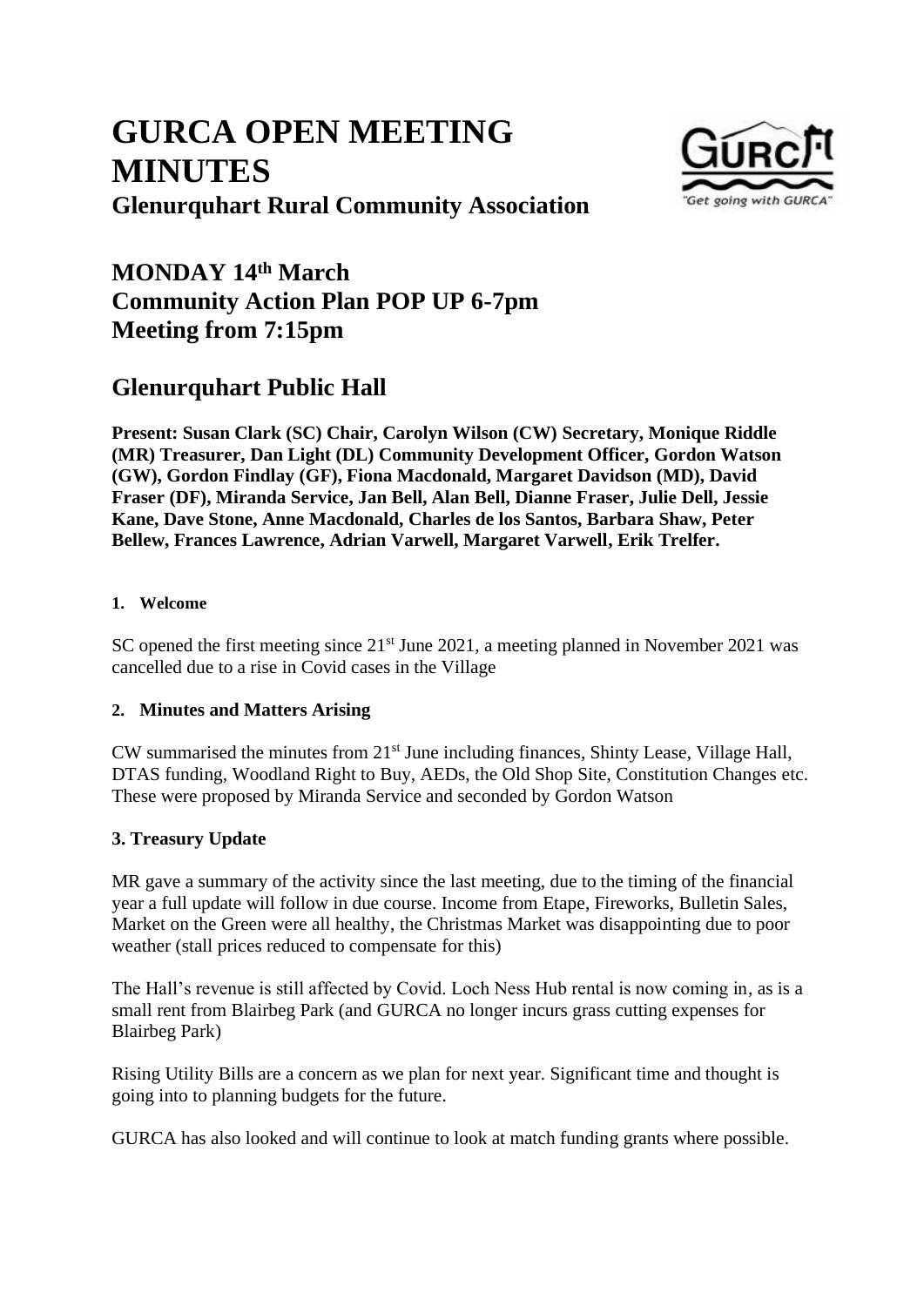# GURCA OPEN MEETING MINUTES

## Glenurquhart Rural Community Association

## MONDAY 14th March
## Community Action Plan POP UP 6-7pm
## Meeting from 7:15pm

## Glenurquhart Public Hall

**Present: Susan Clark (SC) Chair, Carolyn Wilson (CW) Secretary, Monique Riddle (MR) Treasurer, Dan Light (DL) Community Development Officer, Gordon Watson (GW), Gordon Findlay (GF), Fiona Macdonald, Margaret Davidson (MD), David Fraser (DF), Miranda Service, Jan Bell, Alan Bell, Dianne Fraser, Julie Dell, Jessie Kane, Dave Stone, Anne Macdonald, Charles de los Santos, Barbara Shaw, Peter Bellew, Frances Lawrence, Adrian Varwell, Margaret Varwell, Erik Trelfer.**

### 1. Welcome

SC opened the first meeting since 21st June 2021, a meeting planned in November 2021 was cancelled due to a rise in Covid cases in the Village

### 2. Minutes and Matters Arising

CW summarised the minutes from 21st June including finances, Shinty Lease, Village Hall, DTAS funding, Woodland Right to Buy, AEDs, the Old Shop Site, Constitution Changes etc. These were proposed by Miranda Service and seconded by Gordon Watson

### 3. Treasury Update

MR gave a summary of the activity since the last meeting, due to the timing of the financial year a full update will follow in due course. Income from Etape, Fireworks, Bulletin Sales, Market on the Green were all healthy, the Christmas Market was disappointing due to poor weather (stall prices reduced to compensate for this)

The Hall's revenue is still affected by Covid. Loch Ness Hub rental is now coming in, as is a small rent from Blairbeg Park (and GURCA no longer incurs grass cutting expenses for Blairbeg Park)

Rising Utility Bills are a concern as we plan for next year. Significant time and thought is going into to planning budgets for the future.

GURCA has also looked and will continue to look at match funding grants where possible.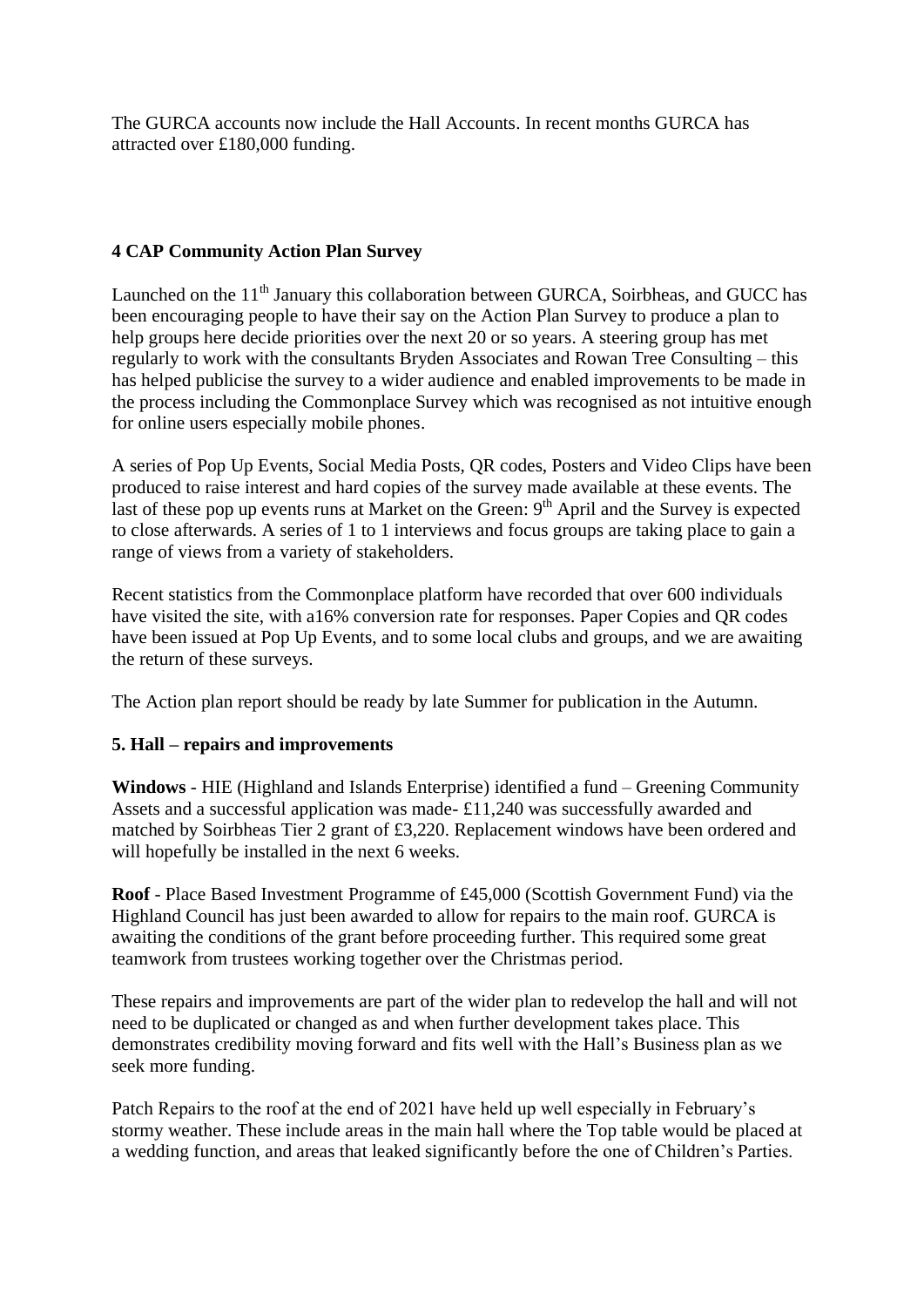The GURCA accounts now include the Hall Accounts. In recent months GURCA has attracted over £180,000 funding.

**4 CAP Community Action Plan Survey**

Launched on the 11th January this collaboration between GURCA, Soirbheas, and GUCC has been encouraging people to have their say on the Action Plan Survey to produce a plan to help groups here decide priorities over the next 20 or so years. A steering group has met regularly to work with the consultants Bryden Associates and Rowan Tree Consulting – this has helped publicise the survey to a wider audience and enabled improvements to be made in the process including the Commonplace Survey which was recognised as not intuitive enough for online users especially mobile phones.

A series of Pop Up Events, Social Media Posts, QR codes, Posters and Video Clips have been produced to raise interest and hard copies of the survey made available at these events. The last of these pop up events runs at Market on the Green: 9th April and the Survey is expected to close afterwards. A series of 1 to 1 interviews and focus groups are taking place to gain a range of views from a variety of stakeholders.

Recent statistics from the Commonplace platform have recorded that over 600 individuals have visited the site, with a16% conversion rate for responses. Paper Copies and QR codes have been issued at Pop Up Events, and to some local clubs and groups, and we are awaiting the return of these surveys.

The Action plan report should be ready by late Summer for publication in the Autumn.

**5. Hall – repairs and improvements**

**Windows** - HIE (Highland and Islands Enterprise) identified a fund – Greening Community Assets and a successful application was made- £11,240 was successfully awarded and matched by Soirbheas Tier 2 grant of £3,220. Replacement windows have been ordered and will hopefully be installed in the next 6 weeks.

**Roof** - Place Based Investment Programme of £45,000 (Scottish Government Fund) via the Highland Council has just been awarded to allow for repairs to the main roof. GURCA is awaiting the conditions of the grant before proceeding further. This required some great teamwork from trustees working together over the Christmas period.

These repairs and improvements are part of the wider plan to redevelop the hall and will not need to be duplicated or changed as and when further development takes place. This demonstrates credibility moving forward and fits well with the Hall's Business plan as we seek more funding.

Patch Repairs to the roof at the end of 2021 have held up well especially in February's stormy weather. These include areas in the main hall where the Top table would be placed at a wedding function, and areas that leaked significantly before the one of Children's Parties.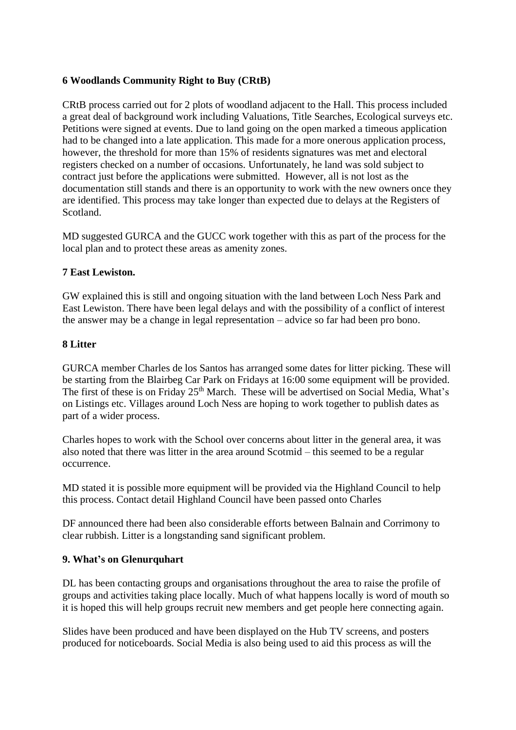**6 Woodlands Community Right to Buy (CRtB)**

CRtB process carried out for 2 plots of woodland adjacent to the Hall. This process included a great deal of background work including Valuations, Title Searches, Ecological surveys etc. Petitions were signed at events. Due to land going on the open marked a timeous application had to be changed into a late application. This made for a more onerous application process, however, the threshold for more than 15% of residents signatures was met and electoral registers checked on a number of occasions. Unfortunately, he land was sold subject to contract just before the applications were submitted. However, all is not lost as the documentation still stands and there is an opportunity to work with the new owners once they are identified. This process may take longer than expected due to delays at the Registers of Scotland.

MD suggested GURCA and the GUCC work together with this as part of the process for the local plan and to protect these areas as amenity zones.

**7 East Lewiston.**

GW explained this is still and ongoing situation with the land between Loch Ness Park and East Lewiston. There have been legal delays and with the possibility of a conflict of interest the answer may be a change in legal representation – advice so far had been pro bono.

**8 Litter**

GURCA member Charles de los Santos has arranged some dates for litter picking. These will be starting from the Blairbeg Car Park on Fridays at 16:00 some equipment will be provided. The first of these is on Friday 25th March. These will be advertised on Social Media, What's on Listings etc. Villages around Loch Ness are hoping to work together to publish dates as part of a wider process.

Charles hopes to work with the School over concerns about litter in the general area, it was also noted that there was litter in the area around Scotmid – this seemed to be a regular occurrence.

MD stated it is possible more equipment will be provided via the Highland Council to help this process. Contact detail Highland Council have been passed onto Charles

DF announced there had been also considerable efforts between Balnain and Corrimony to clear rubbish. Litter is a longstanding sand significant problem.

**9. What's on Glenurquhart**

DL has been contacting groups and organisations throughout the area to raise the profile of groups and activities taking place locally. Much of what happens locally is word of mouth so it is hoped this will help groups recruit new members and get people here connecting again.

Slides have been produced and have been displayed on the Hub TV screens, and posters produced for noticeboards. Social Media is also being used to aid this process as will the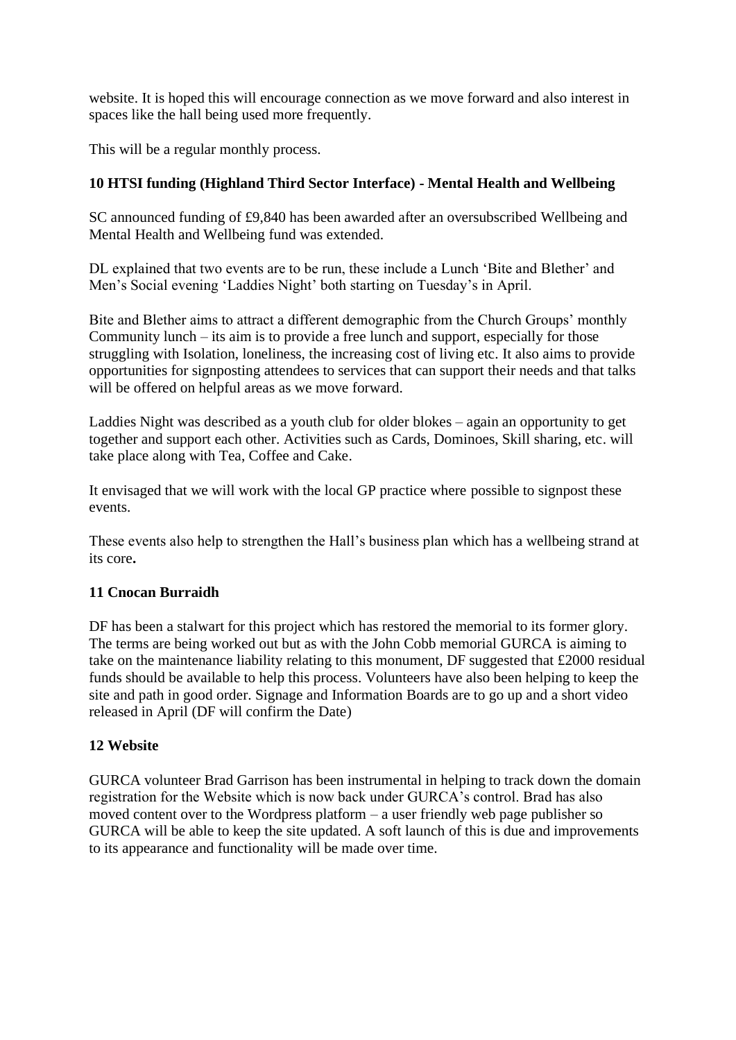website. It is hoped this will encourage connection as we move forward and also interest in spaces like the hall being used more frequently.

This will be a regular monthly process.

### 10 HTSI funding (Highland Third Sector Interface) - Mental Health and Wellbeing

SC announced funding of £9,840 has been awarded after an oversubscribed Wellbeing and Mental Health and Wellbeing fund was extended.

DL explained that two events are to be run, these include a Lunch 'Bite and Blether' and Men's Social evening 'Laddies Night' both starting on Tuesday's in April.

Bite and Blether aims to attract a different demographic from the Church Groups' monthly Community lunch – its aim is to provide a free lunch and support, especially for those struggling with Isolation, loneliness, the increasing cost of living etc. It also aims to provide opportunities for signposting attendees to services that can support their needs and that talks will be offered on helpful areas as we move forward.

Laddies Night was described as a youth club for older blokes – again an opportunity to get together and support each other. Activities such as Cards, Dominoes, Skill sharing, etc. will take place along with Tea, Coffee and Cake.

It envisaged that we will work with the local GP practice where possible to signpost these events.

These events also help to strengthen the Hall's business plan which has a wellbeing strand at its core**.**

### 11 Cnocan Burraidh

DF has been a stalwart for this project which has restored the memorial to its former glory. The terms are being worked out but as with the John Cobb memorial GURCA is aiming to take on the maintenance liability relating to this monument, DF suggested that £2000 residual funds should be available to help this process. Volunteers have also been helping to keep the site and path in good order. Signage and Information Boards are to go up and a short video released in April (DF will confirm the Date)

### 12 Website

GURCA volunteer Brad Garrison has been instrumental in helping to track down the domain registration for the Website which is now back under GURCA's control. Brad has also moved content over to the Wordpress platform – a user friendly web page publisher so GURCA will be able to keep the site updated. A soft launch of this is due and improvements to its appearance and functionality will be made over time.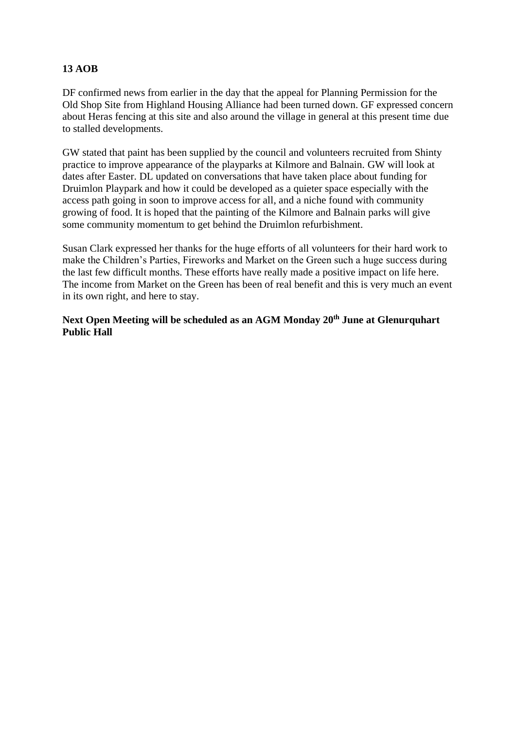**13 AOB**

DF confirmed news from earlier in the day that the appeal for Planning Permission for the Old Shop Site from Highland Housing Alliance had been turned down. GF expressed concern about Heras fencing at this site and also around the village in general at this present time due to stalled developments.

GW stated that paint has been supplied by the council and volunteers recruited from Shinty practice to improve appearance of the playparks at Kilmore and Balnain. GW will look at dates after Easter. DL updated on conversations that have taken place about funding for Druimlon Playpark and how it could be developed as a quieter space especially with the access path going in soon to improve access for all, and a niche found with community growing of food. It is hoped that the painting of the Kilmore and Balnain parks will give some community momentum to get behind the Druimlon refurbishment.

Susan Clark expressed her thanks for the huge efforts of all volunteers for their hard work to make the Children's Parties, Fireworks and Market on the Green such a huge success during the last few difficult months. These efforts have really made a positive impact on life here. The income from Market on the Green has been of real benefit and this is very much an event in its own right, and here to stay.

**Next Open Meeting will be scheduled as an AGM Monday 20th June at Glenurquhart Public Hall**